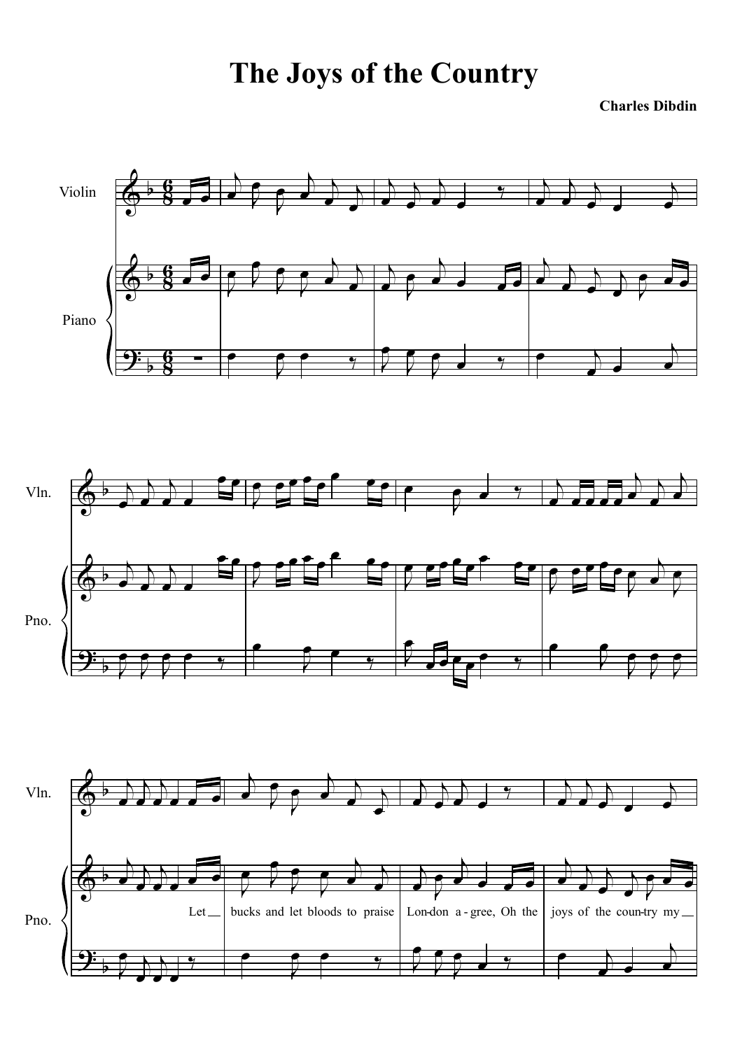# The Joys of the Country

**Charles Dibdin**

Violin

Piano

Vln.

Pno.

Let __ bucks and let bloods to praise London a - gree, Oh the joys of the coun-try my __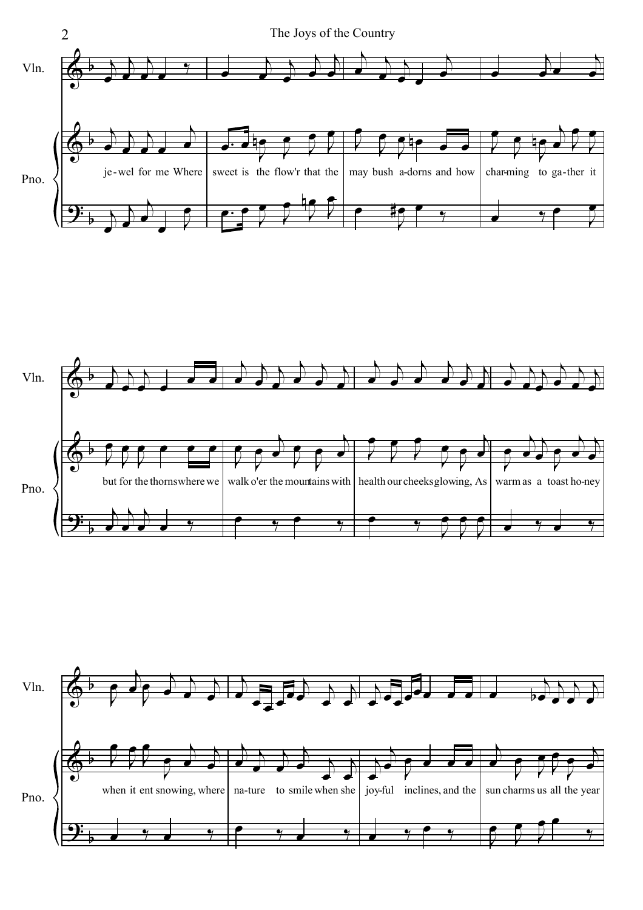Vln.

Pno.

je - wel for me Where | sweet is the flow'r that the | may bush a-dorns and how | char-ming to ga-ther it

Vln.

Pno.

but for the thorns where we | walk o'er the mountains with | health our cheeks glowing, As | warm as a toast ho-ney

Vln.

Pno.

when it ent snowing, where | na-ture to smile when she | joy-ful inclines, and the | sun charms us all the year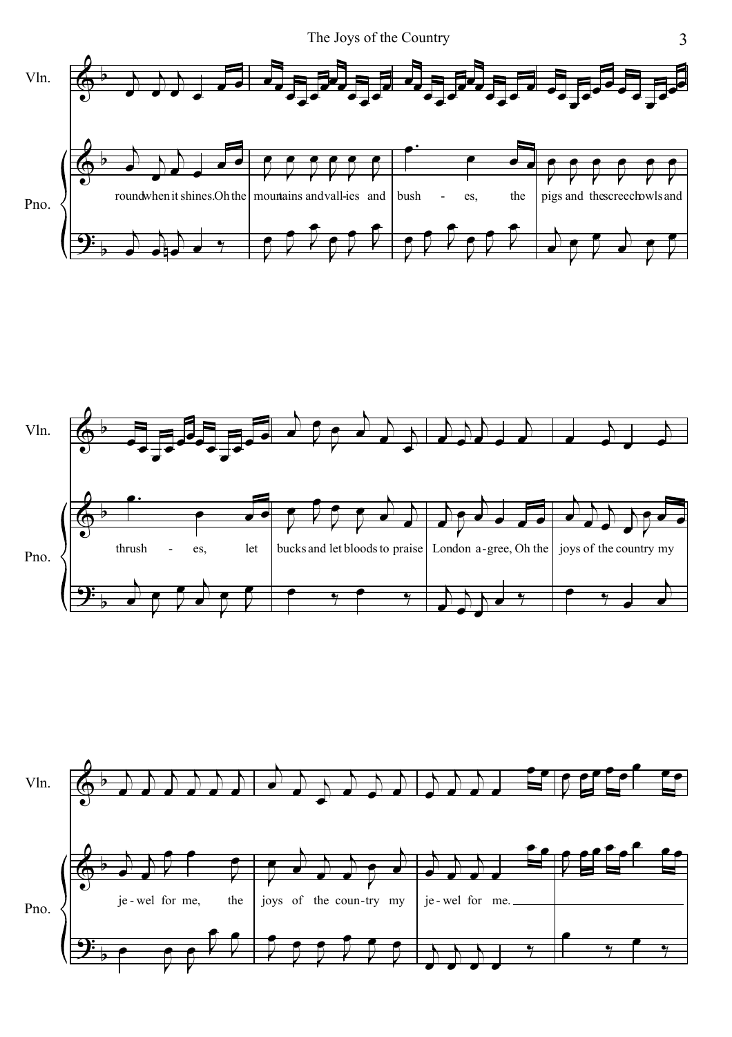Vln.

Pno.

round when it shines. Oh the mountains and vall-ies and bush - es, the pigs and the screech owls and

thrush - es, let bucks and let bloods to praise London a-gree, Oh the joys of the country my

je - wel for me, the joys of the coun-try my je - wel for me.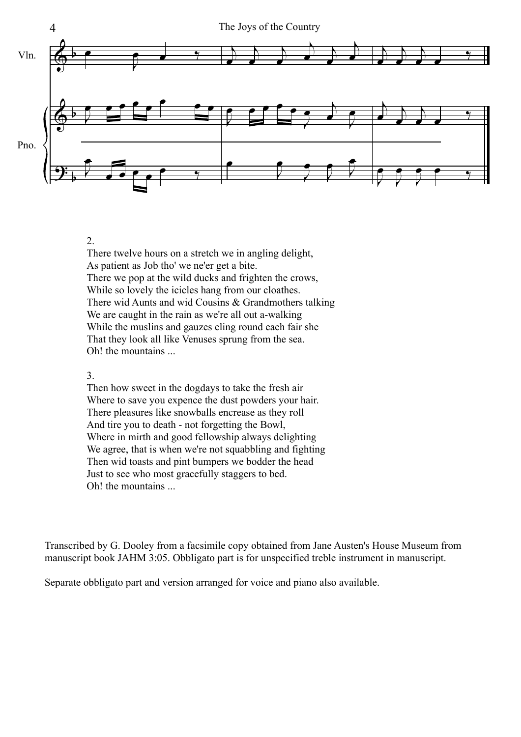2.
There twelve hours on a stretch we in angling delight,
As patient as Job tho' we ne'er get a bite.
There we pop at the wild ducks and frighten the crows,
While so lovely the icicles hang from our cloathes.
There wid Aunts and wid Cousins & Grandmothers talking
We are caught in the rain as we're all out a-walking
While the muslins and gauzes cling round each fair she
That they look all like Venuses sprung from the sea.
Oh! the mountains ...

3.
Then how sweet in the dogdays to take the fresh air
Where to save you expence the dust powders your hair.
There pleasures like snowballs encrease as they roll
And tire you to death - not forgetting the Bowl,
Where in mirth and good fellowship always delighting
We agree, that is when we're not squabbling and fighting
Then wid toasts and pint bumpers we bodder the head
Just to see who most gracefully staggers to bed.
Oh! the mountains ...

Transcribed by G. Dooley from a facsimile copy obtained from Jane Austen's House Museum from manuscript book JAHM 3:05. Obbligato part is for unspecified treble instrument in manuscript.

Separate obbligato part and version arranged for voice and piano also available.